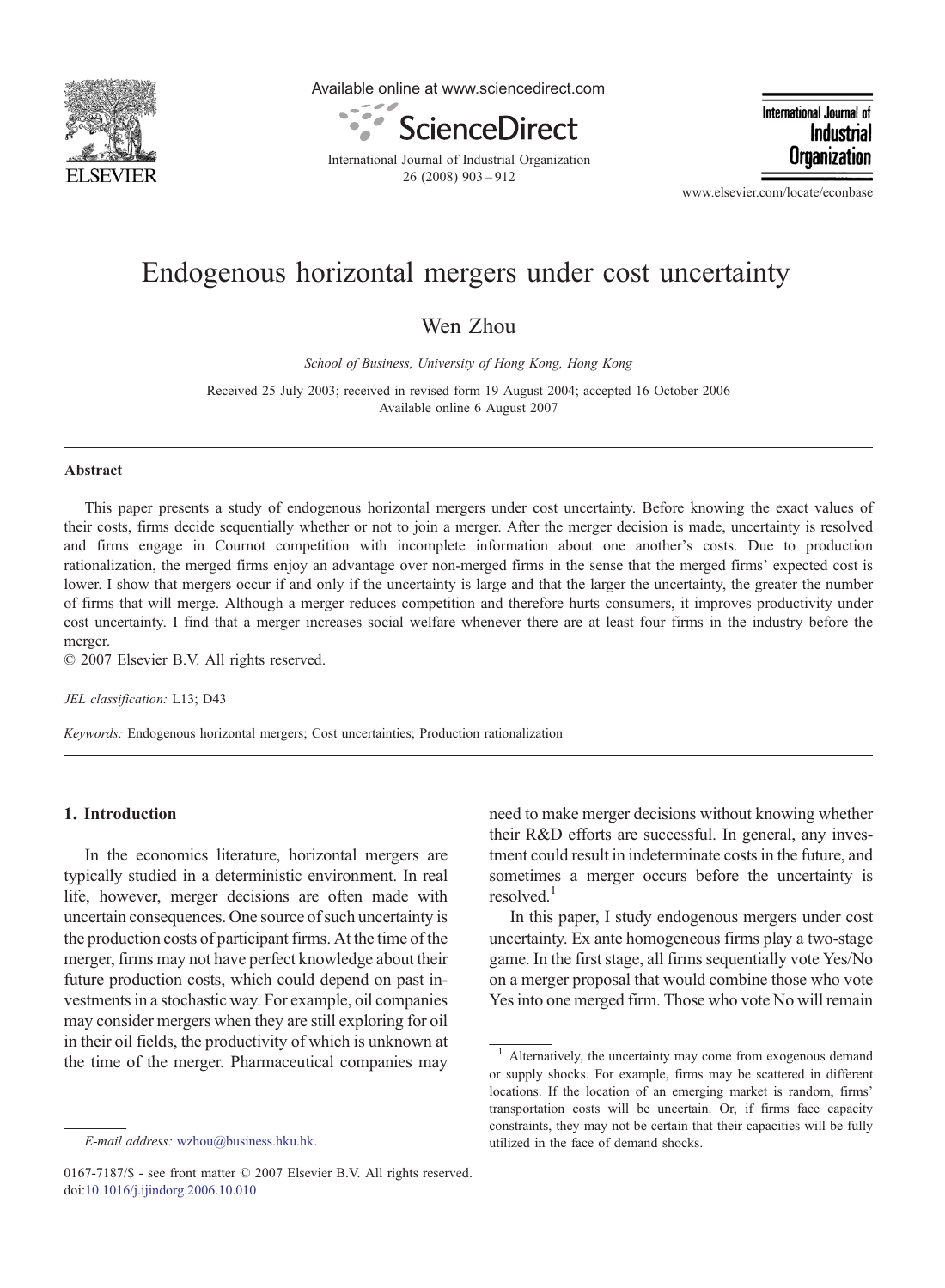# Endogenous horizontal mergers under cost uncertainty

Wen Zhou

*School of Business, University of Hong Kong, Hong Kong*

Received 25 July 2003; received in revised form 19 August 2004; accepted 16 October 2006
Available online 6 August 2007

## Abstract

This paper presents a study of endogenous horizontal mergers under cost uncertainty. Before knowing the exact values of their costs, firms decide sequentially whether or not to join a merger. After the merger decision is made, uncertainty is resolved and firms engage in Cournot competition with incomplete information about one another's costs. Due to production rationalization, the merged firms enjoy an advantage over non-merged firms in the sense that the merged firms' expected cost is lower. I show that mergers occur if and only if the uncertainty is large and that the larger the uncertainty, the greater the number of firms that will merge. Although a merger reduces competition and therefore hurts consumers, it improves productivity under cost uncertainty. I find that a merger increases social welfare whenever there are at least four firms in the industry before the merger.

© 2007 Elsevier B.V. All rights reserved.

*JEL classification:* L13; D43

*Keywords:* Endogenous horizontal mergers; Cost uncertainties; Production rationalization

## 1. Introduction

In the economics literature, horizontal mergers are typically studied in a deterministic environment. In real life, however, merger decisions are often made with uncertain consequences. One source of such uncertainty is the production costs of participant firms. At the time of the merger, firms may not have perfect knowledge about their future production costs, which could depend on past investments in a stochastic way. For example, oil companies may consider mergers when they are still exploring for oil in their oil fields, the productivity of which is unknown at the time of the merger. Pharmaceutical companies may need to make merger decisions without knowing whether their R&D efforts are successful. In general, any investment could result in indeterminate costs in the future, and sometimes a merger occurs before the uncertainty is resolved.[1]

In this paper, I study endogenous mergers under cost uncertainty. Ex ante homogeneous firms play a two-stage game. In the first stage, all firms sequentially vote Yes/No on a merger proposal that would combine those who vote Yes into one merged firm. Those who vote No will remain

[1] Alternatively, the uncertainty may come from exogenous demand or supply shocks. For example, firms may be scattered in different locations. If the location of an emerging market is random, firms' transportation costs will be uncertain. Or, if firms face capacity constraints, they may not be certain that their capacities will be fully utilized in the face of demand shocks.

*E-mail address:* wzhou@business.hku.hk.

0167-7187/$ - see front matter © 2007 Elsevier B.V. All rights reserved.
doi:10.1016/j.ijindorg.2006.10.010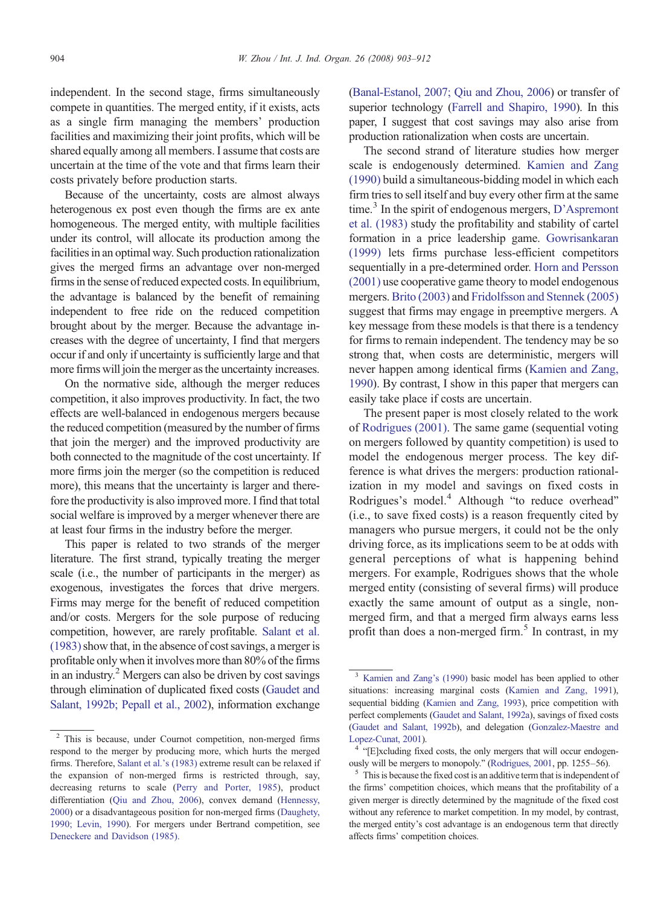independent. In the second stage, firms simultaneously compete in quantities. The merged entity, if it exists, acts as a single firm managing the members' production facilities and maximizing their joint profits, which will be shared equally among all members. I assume that costs are uncertain at the time of the vote and that firms learn their costs privately before production starts.

Because of the uncertainty, costs are almost always heterogenous ex post even though the firms are ex ante homogeneous. The merged entity, with multiple facilities under its control, will allocate its production among the facilities in an optimal way. Such production rationalization gives the merged firms an advantage over non-merged firms in the sense of reduced expected costs. In equilibrium, the advantage is balanced by the benefit of remaining independent to free ride on the reduced competition brought about by the merger. Because the advantage increases with the degree of uncertainty, I find that mergers occur if and only if uncertainty is sufficiently large and that more firms will join the merger as the uncertainty increases.

On the normative side, although the merger reduces competition, it also improves productivity. In fact, the two effects are well-balanced in endogenous mergers because the reduced competition (measured by the number of firms that join the merger) and the improved productivity are both connected to the magnitude of the cost uncertainty. If more firms join the merger (so the competition is reduced more), this means that the uncertainty is larger and therefore the productivity is also improved more. I find that total social welfare is improved by a merger whenever there are at least four firms in the industry before the merger.

This paper is related to two strands of the merger literature. The first strand, typically treating the merger scale (i.e., the number of participants in the merger) as exogenous, investigates the forces that drive mergers. Firms may merge for the benefit of reduced competition and/or costs. Mergers for the sole purpose of reducing competition, however, are rarely profitable. Salant et al. (1983) show that, in the absence of cost savings, a merger is profitable only when it involves more than 80% of the firms in an industry.[2] Mergers can also be driven by cost savings through elimination of duplicated fixed costs (Gaudet and Salant, 1992b; Pepall et al., 2002), information exchange (Banal-Estanol, 2007; Qiu and Zhou, 2006) or transfer of superior technology (Farrell and Shapiro, 1990). In this paper, I suggest that cost savings may also arise from production rationalization when costs are uncertain.

The second strand of literature studies how merger scale is endogenously determined. Kamien and Zang (1990) build a simultaneous-bidding model in which each firm tries to sell itself and buy every other firm at the same time.[3] In the spirit of endogenous mergers, D'Aspremont et al. (1983) study the profitability and stability of cartel formation in a price leadership game. Gowrisankaran (1999) lets firms purchase less-efficient competitors sequentially in a pre-determined order. Horn and Persson (2001) use cooperative game theory to model endogenous mergers. Brito (2003) and Fridolfsson and Stennek (2005) suggest that firms may engage in preemptive mergers. A key message from these models is that there is a tendency for firms to remain independent. The tendency may be so strong that, when costs are deterministic, mergers will never happen among identical firms (Kamien and Zang, 1990). By contrast, I show in this paper that mergers can easily take place if costs are uncertain.

The present paper is most closely related to the work of Rodrigues (2001). The same game (sequential voting on mergers followed by quantity competition) is used to model the endogenous merger process. The key difference is what drives the mergers: production rationalization in my model and savings on fixed costs in Rodrigues's model.[4] Although "to reduce overhead" (i.e., to save fixed costs) is a reason frequently cited by managers who pursue mergers, it could not be the only driving force, as its implications seem to be at odds with general perceptions of what is happening behind mergers. For example, Rodrigues shows that the whole merged entity (consisting of several firms) will produce exactly the same amount of output as a single, non-merged firm, and that a merged firm always earns less profit than does a non-merged firm.[5] In contrast, in my

[2] This is because, under Cournot competition, non-merged firms respond to the merger by producing more, which hurts the merged firms. Therefore, Salant et al.'s (1983) extreme result can be relaxed if the expansion of non-merged firms is restricted through, say, decreasing returns to scale (Perry and Porter, 1985), product differentiation (Qiu and Zhou, 2006), convex demand (Hennessy, 2000) or a disadvantageous position for non-merged firms (Daughety, 1990; Levin, 1990). For mergers under Bertrand competition, see Deneckere and Davidson (1985).

[3] Kamien and Zang's (1990) basic model has been applied to other situations: increasing marginal costs (Kamien and Zang, 1991), sequential bidding (Kamien and Zang, 1993), price competition with perfect complements (Gaudet and Salant, 1992a), savings of fixed costs (Gaudet and Salant, 1992b), and delegation (Gonzalez-Maestre and Lopez-Cunat, 2001).

[4] "[E]xcluding fixed costs, the only mergers that will occur endogenously will be mergers to monopoly." (Rodrigues, 2001, pp. 1255–56).

[5] This is because the fixed cost is an additive term that is independent of the firms' competition choices, which means that the profitability of a given merger is directly determined by the magnitude of the fixed cost without any reference to market competition. In my model, by contrast, the merged entity's cost advantage is an endogenous term that directly affects firms' competition choices.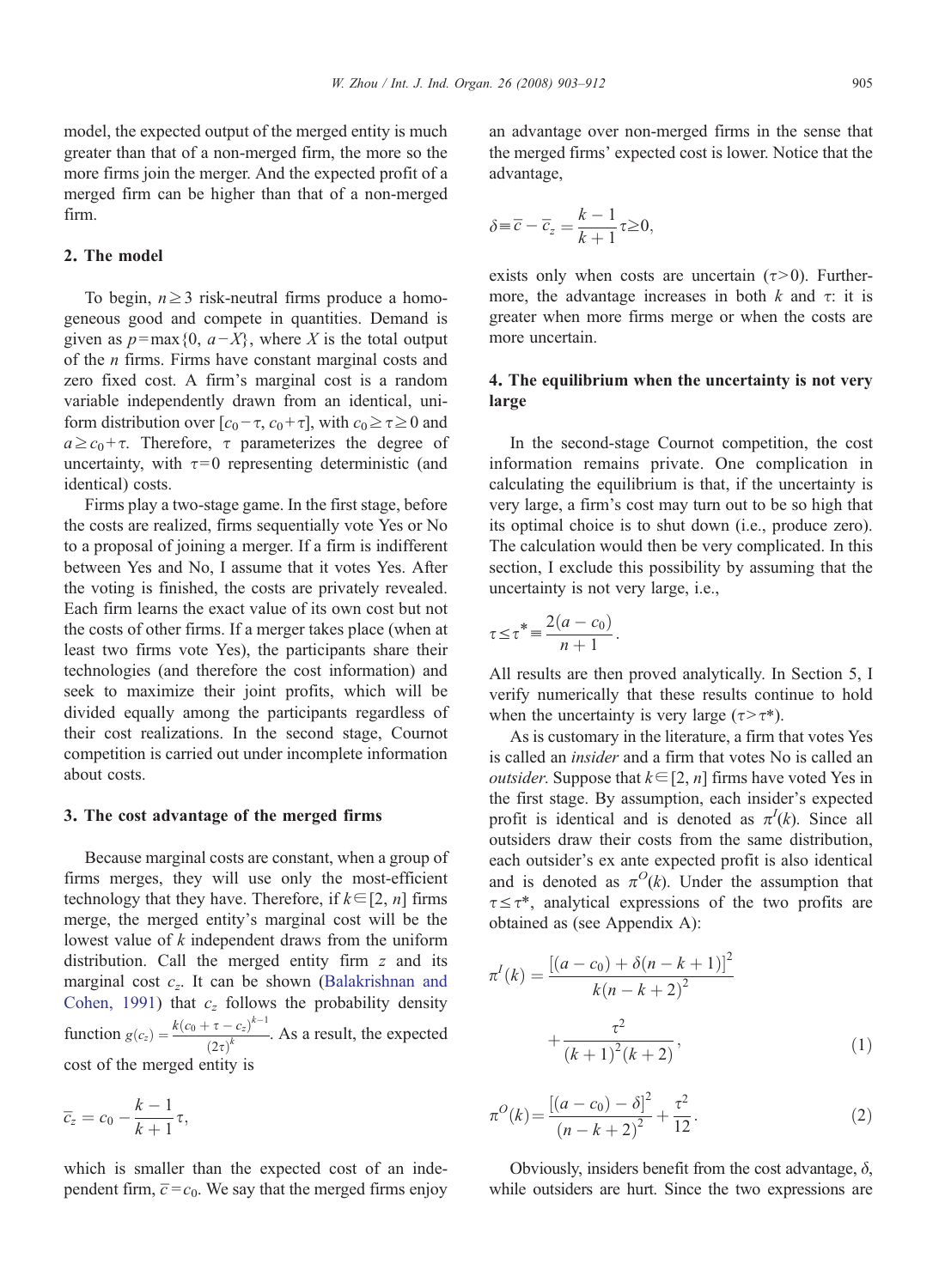model, the expected output of the merged entity is much greater than that of a non-merged firm, the more so the more firms join the merger. And the expected profit of a merged firm can be higher than that of a non-merged firm.

## 2. The model

To begin, $n \geq 3$ risk-neutral firms produce a homogeneous good and compete in quantities. Demand is given as $p = \max\{0, a - X\}$, where $X$ is the total output of the $n$ firms. Firms have constant marginal costs and zero fixed cost. A firm's marginal cost is a random variable independently drawn from an identical, uniform distribution over $[c_0 - \tau, c_0 + \tau]$, with $c_0 \geq \tau \geq 0$ and $a \geq c_0 + \tau$. Therefore, $\tau$ parameterizes the degree of uncertainty, with $\tau = 0$ representing deterministic (and identical) costs.

Firms play a two-stage game. In the first stage, before the costs are realized, firms sequentially vote Yes or No to a proposal of joining a merger. If a firm is indifferent between Yes and No, I assume that it votes Yes. After the voting is finished, the costs are privately revealed. Each firm learns the exact value of its own cost but not the costs of other firms. If a merger takes place (when at least two firms vote Yes), the participants share their technologies (and therefore the cost information) and seek to maximize their joint profits, which will be divided equally among the participants regardless of their cost realizations. In the second stage, Cournot competition is carried out under incomplete information about costs.

## 3. The cost advantage of the merged firms

Because marginal costs are constant, when a group of firms merges, they will use only the most-efficient technology that they have. Therefore, if $k \in [2, n]$ firms merge, the merged entity's marginal cost will be the lowest value of $k$ independent draws from the uniform distribution. Call the merged entity firm $z$ and its marginal cost $c_z$. It can be shown (Balakrishnan and Cohen, 1991) that $c_z$ follows the probability density function $g(c_z) = \frac{k(c_0 + \tau - c_z)^{k-1}}{(2\tau)^k}$. As a result, the expected cost of the merged entity is

$$\bar{c}_z = c_0 - \frac{k-1}{k+1}\tau,$$

which is smaller than the expected cost of an independent firm, $\bar{c} = c_0$. We say that the merged firms enjoy an advantage over non-merged firms in the sense that the merged firms' expected cost is lower. Notice that the advantage,

$$\delta \equiv \bar{c} - \bar{c}_z = \frac{k-1}{k+1}\tau \geq 0,$$

exists only when costs are uncertain ($\tau > 0$). Furthermore, the advantage increases in both $k$ and $\tau$: it is greater when more firms merge or when the costs are more uncertain.

## 4. The equilibrium when the uncertainty is not very large

In the second-stage Cournot competition, the cost information remains private. One complication in calculating the equilibrium is that, if the uncertainty is very large, a firm's cost may turn out to be so high that its optimal choice is to shut down (i.e., produce zero). The calculation would then be very complicated. In this section, I exclude this possibility by assuming that the uncertainty is not very large, i.e.,

$$\tau \leq \tau^* \equiv \frac{2(a - c_0)}{n+1}.$$

All results are then proved analytically. In Section 5, I verify numerically that these results continue to hold when the uncertainty is very large ($\tau > \tau^*$).

As is customary in the literature, a firm that votes Yes is called an *insider* and a firm that votes No is called an *outsider*. Suppose that $k \in [2, n]$ firms have voted Yes in the first stage. By assumption, each insider's expected profit is identical and is denoted as $\pi^I(k)$. Since all outsiders draw their costs from the same distribution, each outsider's ex ante expected profit is also identical and is denoted as $\pi^O(k)$. Under the assumption that $\tau \leq \tau^*$, analytical expressions of the two profits are obtained as (see Appendix A):

$$\pi^I(k) = \frac{[(a - c_0) + \delta(n - k + 1)]^2}{k(n - k + 2)^2} + \frac{\tau^2}{(k+1)^2(k+2)}, \tag{1}$$

$$\pi^O(k) = \frac{[(a - c_0) - \delta]^2}{(n - k + 2)^2} + \frac{\tau^2}{12}. \tag{2}$$

Obviously, insiders benefit from the cost advantage, $\delta$, while outsiders are hurt. Since the two expressions are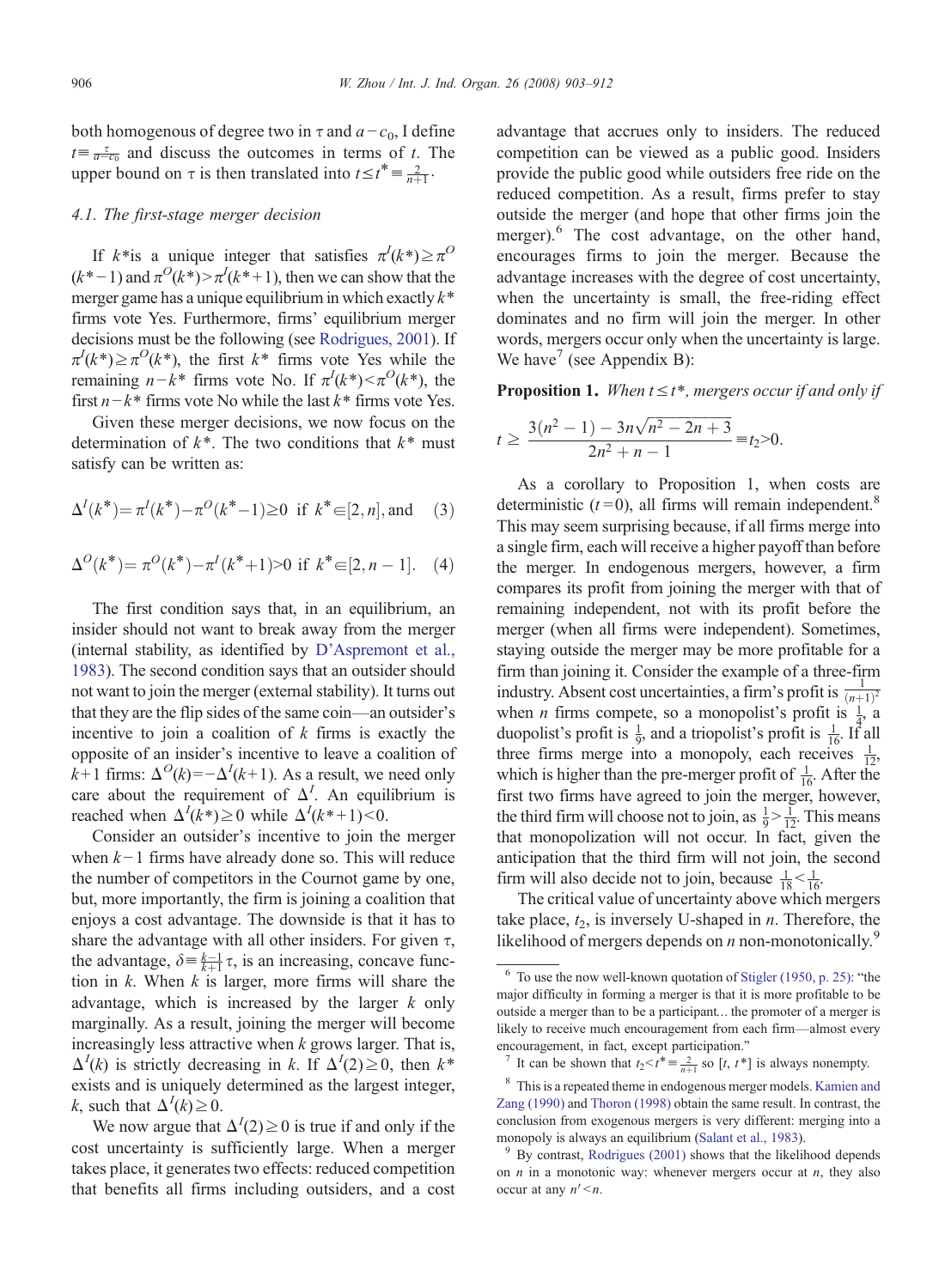both homogenous of degree two in $\tau$ and $a-c_0$, I define $t\equiv\frac{\tau}{a-c_0}$ and discuss the outcomes in terms of $t$. The upper bound on $\tau$ is then translated into $t\leq t^*\equiv\frac{2}{n+1}$.

### 4.1. The first-stage merger decision

If $k^*$is a unique integer that satisfies $\pi^I(k^*)\geq\pi^O(k^*-1)$ and $\pi^O(k^*)>\pi^I(k^*+1)$, then we can show that the merger game has a unique equilibrium in which exactly $k^*$ firms vote Yes. Furthermore, firms' equilibrium merger decisions must be the following (see Rodrigues, 2001). If $\pi^I(k^*)\geq\pi^O(k^*)$, the first $k^*$ firms vote Yes while the remaining $n-k^*$ firms vote No. If $\pi^I(k^*)<\pi^O(k^*)$, the first $n-k^*$ firms vote No while the last $k^*$ firms vote Yes.

Given these merger decisions, we now focus on the determination of $k^*$. The two conditions that $k^*$ must satisfy can be written as:

$$\Delta^I(k^*)=\pi^I(k^*)-\pi^O(k^*-1)\geq 0 \text{ if } k^*\in[2,n], \text{and} \quad (3)$$

$$\Delta^O(k^*)=\pi^O(k^*)-\pi^I(k^*+1)>0 \text{ if } k^*\in[2,n-1]. \quad (4)$$

The first condition says that, in an equilibrium, an insider should not want to break away from the merger (internal stability, as identified by D'Aspremont et al., 1983). The second condition says that an outsider should not want to join the merger (external stability). It turns out that they are the flip sides of the same coin—an outsider's incentive to join a coalition of $k$ firms is exactly the opposite of an insider's incentive to leave a coalition of $k+1$ firms: $\Delta^O(k)=-\Delta^I(k+1)$. As a result, we need only care about the requirement of $\Delta^I$. An equilibrium is reached when $\Delta^I(k^*)\geq 0$ while $\Delta^I(k^*+1)<0$.

Consider an outsider's incentive to join the merger when $k-1$ firms have already done so. This will reduce the number of competitors in the Cournot game by one, but, more importantly, the firm is joining a coalition that enjoys a cost advantage. The downside is that it has to share the advantage with all other insiders. For given $\tau$, the advantage, $\delta\equiv\frac{k-1}{k+1}\tau$, is an increasing, concave function in $k$. When $k$ is larger, more firms will share the advantage, which is increased by the larger $k$ only marginally. As a result, joining the merger will become increasingly less attractive when $k$ grows larger. That is, $\Delta^I(k)$ is strictly decreasing in $k$. If $\Delta^I(2)\geq 0$, then $k^*$ exists and is uniquely determined as the largest integer, $k$, such that $\Delta^I(k)\geq 0$.

We now argue that $\Delta^I(2)\geq 0$ is true if and only if the cost uncertainty is sufficiently large. When a merger takes place, it generates two effects: reduced competition that benefits all firms including outsiders, and a cost advantage that accrues only to insiders. The reduced competition can be viewed as a public good. Insiders provide the public good while outsiders free ride on the reduced competition. As a result, firms prefer to stay outside the merger (and hope that other firms join the merger).[6] The cost advantage, on the other hand, encourages firms to join the merger. Because the advantage increases with the degree of cost uncertainty, when the uncertainty is small, the free-riding effect dominates and no firm will join the merger. In other words, mergers occur only when the uncertainty is large. We have[7] (see Appendix B):

**Proposition 1.** *When $t\leq t^*$, mergers occur if and only if*

$$t\geq\frac{3(n^2-1)-3n\sqrt{n^2-2n+3}}{2n^2+n-1}\equiv t_2>0.$$

As a corollary to Proposition 1, when costs are deterministic ($t=0$), all firms will remain independent.[8] This may seem surprising because, if all firms merge into a single firm, each will receive a higher payoff than before the merger. In endogenous mergers, however, a firm compares its profit from joining the merger with that of remaining independent, not with its profit before the merger (when all firms were independent). Sometimes, staying outside the merger may be more profitable for a firm than joining it. Consider the example of a three-firm industry. Absent cost uncertainties, a firm's profit is $\frac{1}{(n+1)^2}$ when $n$ firms compete, so a monopolist's profit is $\frac{1}{4}$, a duopolist's profit is $\frac{1}{9}$, and a triopolist's profit is $\frac{1}{16}$. If all three firms merge into a monopoly, each receives $\frac{1}{12}$, which is higher than the pre-merger profit of $\frac{1}{16}$. After the first two firms have agreed to join the merger, however, the third firm will choose not to join, as $\frac{1}{9}>\frac{1}{12}$. This means that monopolization will not occur. In fact, given the anticipation that the third firm will not join, the second firm will also decide not to join, because $\frac{1}{18}<\frac{1}{16}$.

The critical value of uncertainty above which mergers take place, $t_2$, is inversely U-shaped in $n$. Therefore, the likelihood of mergers depends on $n$ non-monotonically.[9]

---

[6] To use the now well-known quotation of Stigler (1950, p. 25): "the major difficulty in forming a merger is that it is more profitable to be outside a merger than to be a participant... the promoter of a merger is likely to receive much encouragement from each firm—almost every encouragement, in fact, except participation."

[7] It can be shown that $t_2<t^*\equiv\frac{2}{n+1}$ so $[t, t^*]$ is always nonempty.

[8] This is a repeated theme in endogenous merger models. Kamien and Zang (1990) and Thoron (1998) obtain the same result. In contrast, the conclusion from exogenous mergers is very different: merging into a monopoly is always an equilibrium (Salant et al., 1983).

[9] By contrast, Rodrigues (2001) shows that the likelihood depends on $n$ in a monotonic way: whenever mergers occur at $n$, they also occur at any $n'<n$.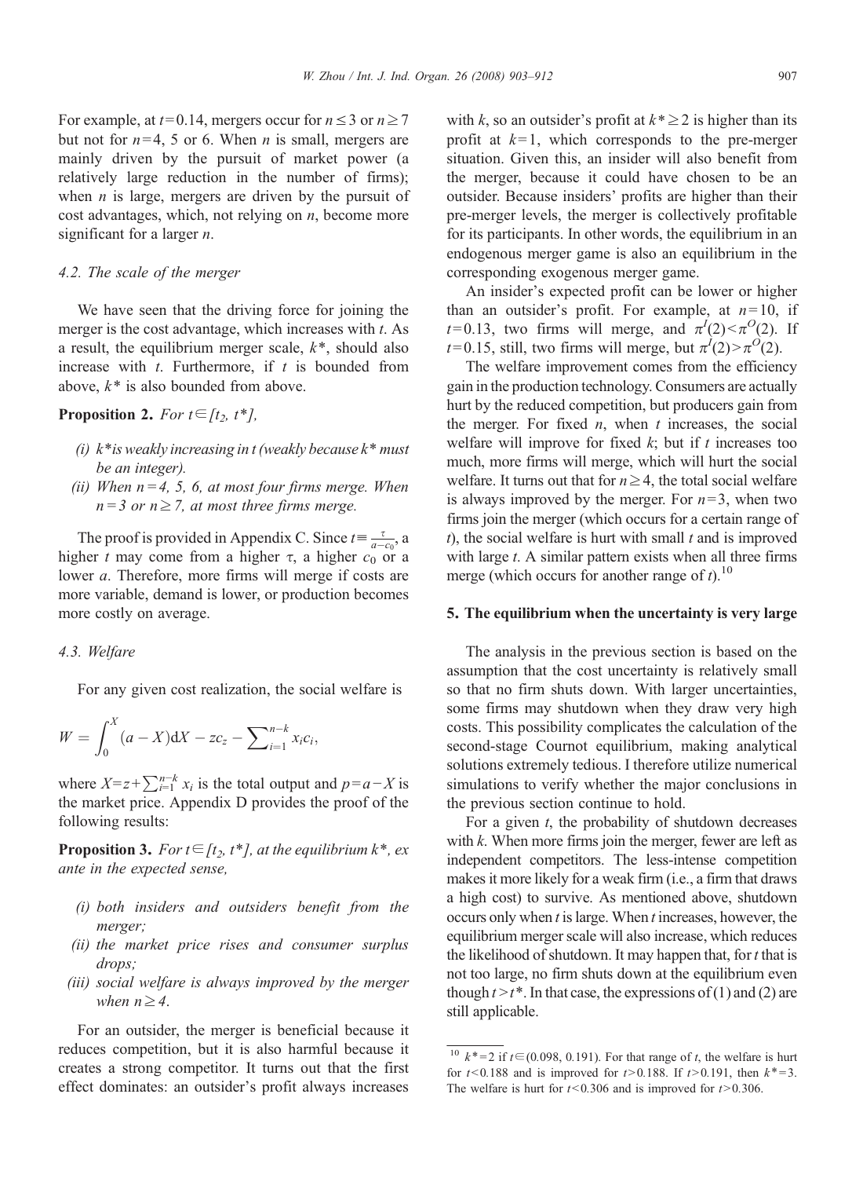For example, at $t=0.14$, mergers occur for $n \leq 3$ or $n \geq 7$ but not for $n=4$, 5 or 6. When $n$ is small, mergers are mainly driven by the pursuit of market power (a relatively large reduction in the number of firms); when $n$ is large, mergers are driven by the pursuit of cost advantages, which, not relying on $n$, become more significant for a larger $n$.

### 4.2. The scale of the merger

We have seen that the driving force for joining the merger is the cost advantage, which increases with $t$. As a result, the equilibrium merger scale, $k^*$, should also increase with $t$. Furthermore, if $t$ is bounded from above, $k^*$ is also bounded from above.

**Proposition 2.** *For $t \in [t_2, t^*]$,*

- *(i) $k^*$ is weakly increasing in $t$ (weakly because $k^*$ must be an integer).*
- *(ii) When $n=4$, 5, 6, at most four firms merge. When $n=3$ or $n \geq 7$, at most three firms merge.*

The proof is provided in Appendix C. Since $t \equiv \frac{\tau}{a-c_0}$, a higher $t$ may come from a higher $\tau$, a higher $c_0$ or a lower $a$. Therefore, more firms will merge if costs are more variable, demand is lower, or production becomes more costly on average.

### 4.3. Welfare

For any given cost realization, the social welfare is

$$W = \int_0^X (a-X)\mathrm{d}X - zc_z - \sum\nolimits_{i=1}^{n-k} x_i c_i,$$

where $X = z + \sum_{i=1}^{n-k} x_i$ is the total output and $p = a - X$ is the market price. Appendix D provides the proof of the following results:

**Proposition 3.** *For $t \in [t_2, t^*]$, at the equilibrium $k^*$, ex ante in the expected sense,*

- *(i) both insiders and outsiders benefit from the merger;*
- *(ii) the market price rises and consumer surplus drops;*
- *(iii) social welfare is always improved by the merger when $n \geq 4$.*

For an outsider, the merger is beneficial because it reduces competition, but it is also harmful because it creates a strong competitor. It turns out that the first effect dominates: an outsider's profit always increases with $k$, so an outsider's profit at $k^* \geq 2$ is higher than its profit at $k=1$, which corresponds to the pre-merger situation. Given this, an insider will also benefit from the merger, because it could have chosen to be an outsider. Because insiders' profits are higher than their pre-merger levels, the merger is collectively profitable for its participants. In other words, the equilibrium in an endogenous merger game is also an equilibrium in the corresponding exogenous merger game.

An insider's expected profit can be lower or higher than an outsider's profit. For example, at $n=10$, if $t=0.13$, two firms will merge, and $\pi^I(2) < \pi^O(2)$. If $t=0.15$, still, two firms will merge, but $\pi^I(2) > \pi^O(2)$.

The welfare improvement comes from the efficiency gain in the production technology. Consumers are actually hurt by the reduced competition, but producers gain from the merger. For fixed $n$, when $t$ increases, the social welfare will improve for fixed $k$; but if $t$ increases too much, more firms will merge, which will hurt the social welfare. It turns out that for $n \geq 4$, the total social welfare is always improved by the merger. For $n=3$, when two firms join the merger (which occurs for a certain range of $t$), the social welfare is hurt with small $t$ and is improved with large $t$. A similar pattern exists when all three firms merge (which occurs for another range of $t$).[10]

## 5. The equilibrium when the uncertainty is very large

The analysis in the previous section is based on the assumption that the cost uncertainty is relatively small so that no firm shuts down. With larger uncertainties, some firms may shutdown when they draw very high costs. This possibility complicates the calculation of the second-stage Cournot equilibrium, making analytical solutions extremely tedious. I therefore utilize numerical simulations to verify whether the major conclusions in the previous section continue to hold.

For a given $t$, the probability of shutdown decreases with $k$. When more firms join the merger, fewer are left as independent competitors. The less-intense competition makes it more likely for a weak firm (i.e., a firm that draws a high cost) to survive. As mentioned above, shutdown occurs only when $t$ is large. When $t$ increases, however, the equilibrium merger scale will also increase, which reduces the likelihood of shutdown. It may happen that, for $t$ that is not too large, no firm shuts down at the equilibrium even though $t > t^*$. In that case, the expressions of (1) and (2) are still applicable.

---

[10] $k^*=2$ if $t \in (0.098, 0.191)$. For that range of $t$, the welfare is hurt for $t < 0.188$ and is improved for $t > 0.188$. If $t > 0.191$, then $k^*=3$. The welfare is hurt for $t < 0.306$ and is improved for $t > 0.306$.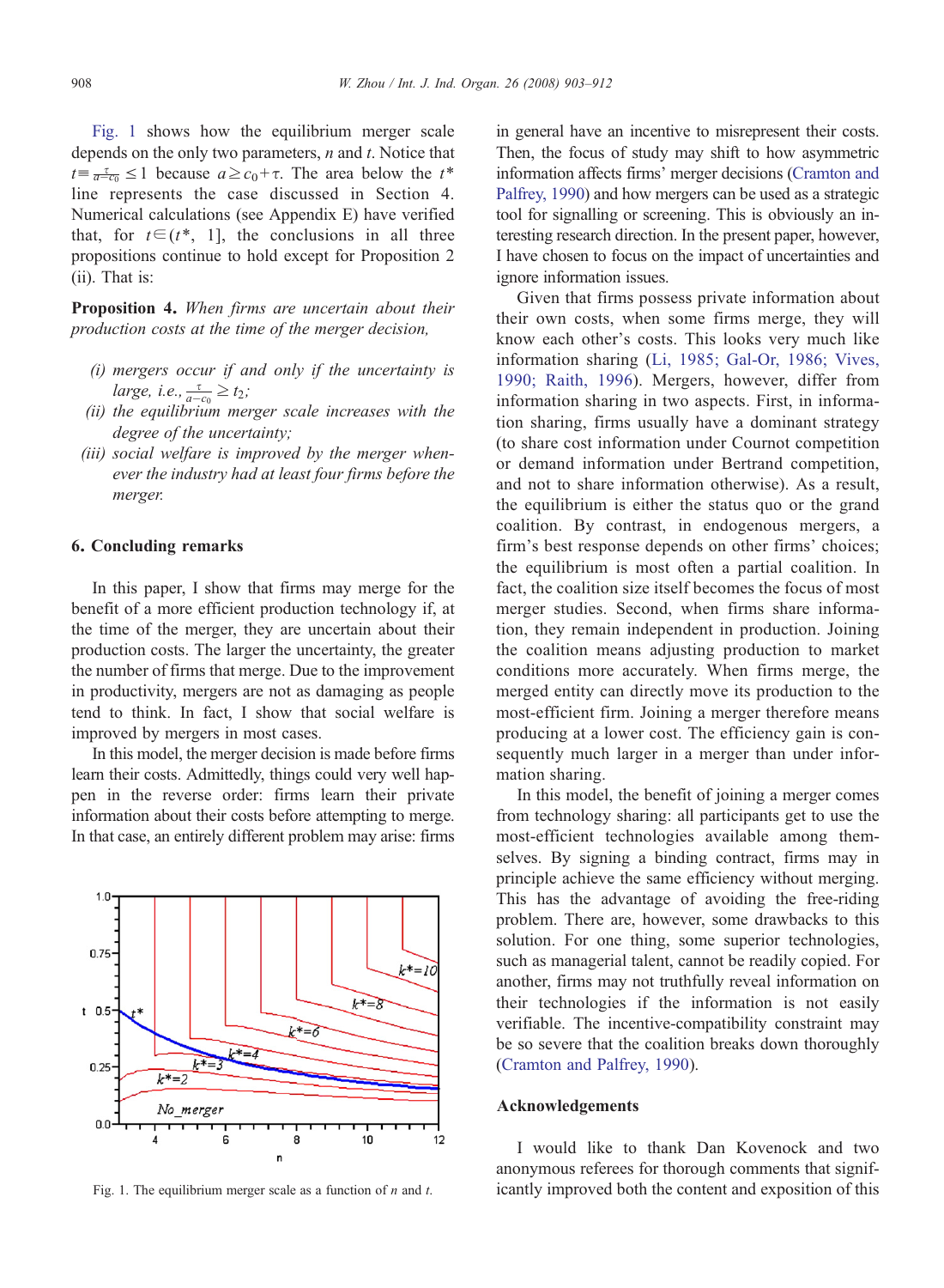Fig. 1 shows how the equilibrium merger scale depends on the only two parameters, $n$ and $t$. Notice that $t \equiv \frac{\tau}{a-c_0} \leq 1$ because $a \geq c_0 + \tau$. The area below the $t^*$ line represents the case discussed in Section 4. Numerical calculations (see Appendix E) have verified that, for $t \in (t^*, 1]$, the conclusions in all three propositions continue to hold except for Proposition 2 (ii). That is:

**Proposition 4.** *When firms are uncertain about their production costs at the time of the merger decision,*

*(i) mergers occur if and only if the uncertainty is large, i.e.,* $\frac{\tau}{a-c_0} \geq t_2$*;*

*(ii) the equilibrium merger scale increases with the degree of the uncertainty;*

*(iii) social welfare is improved by the merger whenever the industry had at least four firms before the merger.*

## 6. Concluding remarks

In this paper, I show that firms may merge for the benefit of a more efficient production technology if, at the time of the merger, they are uncertain about their production costs. The larger the uncertainty, the greater the number of firms that merge. Due to the improvement in productivity, mergers are not as damaging as people tend to think. In fact, I show that social welfare is improved by mergers in most cases.

In this model, the merger decision is made before firms learn their costs. Admittedly, things could very well happen in the reverse order: firms learn their private information about their costs before attempting to merge. In that case, an entirely different problem may arise: firms in general have an incentive to misrepresent their costs. Then, the focus of study may shift to how asymmetric information affects firms' merger decisions (Cramton and Palfrey, 1990) and how mergers can be used as a strategic tool for signalling or screening. This is obviously an interesting research direction. In the present paper, however, I have chosen to focus on the impact of uncertainties and ignore information issues.

Given that firms possess private information about their own costs, when some firms merge, they will know each other's costs. This looks very much like information sharing (Li, 1985; Gal-Or, 1986; Vives, 1990; Raith, 1996). Mergers, however, differ from information sharing in two aspects. First, in information sharing, firms usually have a dominant strategy (to share cost information under Cournot competition or demand information under Bertrand competition, and not to share information otherwise). As a result, the equilibrium is either the status quo or the grand coalition. By contrast, in endogenous mergers, a firm's best response depends on other firms' choices; the equilibrium is most often a partial coalition. In fact, the coalition size itself becomes the focus of most merger studies. Second, when firms share information, they remain independent in production. Joining the coalition means adjusting production to market conditions more accurately. When firms merge, the merged entity can directly move its production to the most-efficient firm. Joining a merger therefore means producing at a lower cost. The efficiency gain is consequently much larger in a merger than under information sharing.

In this model, the benefit of joining a merger comes from technology sharing: all participants get to use the most-efficient technologies available among themselves. By signing a binding contract, firms may in principle achieve the same efficiency without merging. This has the advantage of avoiding the free-riding problem. There are, however, some drawbacks to this solution. For one thing, some superior technologies, such as managerial talent, cannot be readily copied. For another, firms may not truthfully reveal information on their technologies if the information is not easily verifiable. The incentive-compatibility constraint may be so severe that the coalition breaks down thoroughly (Cramton and Palfrey, 1990).

t
1.0
0.75
0.5
0.25
0.0
4
6
8
10
12
n
t*
k*=10
k*=8
k*=6
k*=4
k*=3
k*=2
No_merger

Fig. 1. The equilibrium merger scale as a function of $n$ and $t$.

## Acknowledgements

I would like to thank Dan Kovenock and two anonymous referees for thorough comments that significantly improved both the content and exposition of this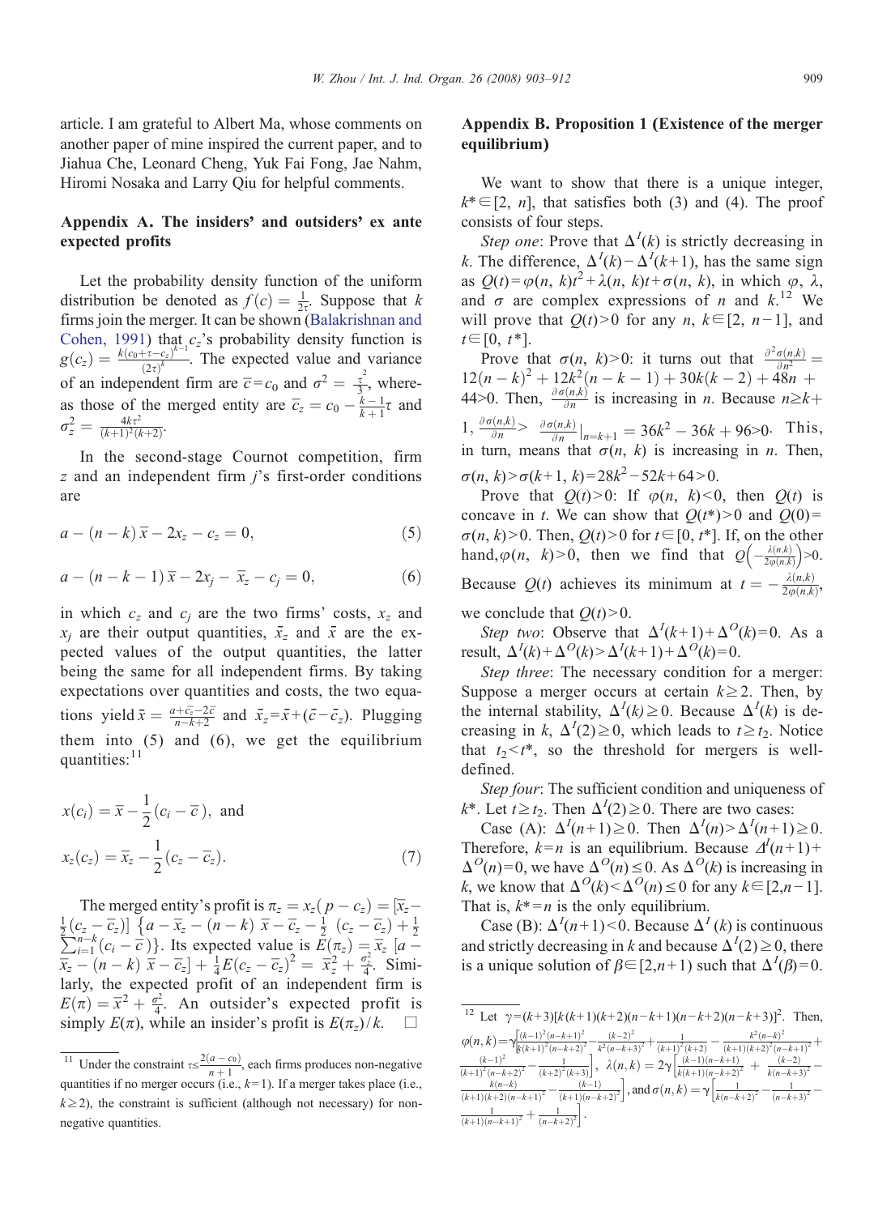article. I am grateful to Albert Ma, whose comments on another paper of mine inspired the current paper, and to Jiahua Che, Leonard Cheng, Yuk Fai Fong, Jae Nahm, Hiromi Nosaka and Larry Qiu for helpful comments.

## Appendix A. The insiders' and outsiders' ex ante expected profits

Let the probability density function of the uniform distribution be denoted as $f(c) = \frac{1}{2\tau}$. Suppose that $k$ firms join the merger. It can be shown (Balakrishnan and Cohen, 1991) that $c_z$'s probability density function is $g(c_z) = \frac{k(c_0+\tau-c_z)^{k-1}}{(2\tau)^k}$. The expected value and variance of an independent firm are $\overline{c}=c_0$ and $\sigma^2 = \frac{\tau^2}{3}$, whereas those of the merged entity are $\overline{c}_z = c_0 - \frac{k-1}{k+1}\tau$ and $\sigma_z^2 = \frac{4k\tau^2}{(k+1)^2(k+2)}$.

In the second-stage Cournot competition, firm $z$ and an independent firm $j$'s first-order conditions are

$$a-(n-k)\,\overline{x}-2x_z-c_z=0, \tag{5}$$

$$a-(n-k-1)\,\overline{x}-2x_j-\,\overline{x}_z-c_j=0, \tag{6}$$

in which $c_z$ and $c_j$ are the two firms' costs, $x_z$ and $x_j$ are their output quantities, $\bar{x}_z$ and $\bar{x}$ are the expected values of the output quantities, the latter being the same for all independent firms. By taking expectations over quantities and costs, the two equations yield $\bar{x} = \frac{a+\bar{c}_z-2\bar{c}}{n-k+2}$ and $\bar{x}_z=\bar{x}+(\bar{c}-\bar{c}_z)$. Plugging them into (5) and (6), we get the equilibrium quantities:[11]

$$x(c_i) = \overline{x} - \frac{1}{2}(c_i - \overline{c}\,),\ \text{and}$$
$$x_z(c_z) = \overline{x}_z - \frac{1}{2}(c_z - \overline{c}_z). \tag{7}$$

The merged entity's profit is $\pi_z = x_z(\,p-c_z) = [\overline{x}_z - \frac{1}{2}(c_z-\overline{c}_z)]\ \{a-\overline{x}_z-(n-k)\ \overline{x}-\overline{c}_z-\frac{1}{2}\ (c_z-\overline{c}_z)+\frac{1}{2}\sum_{i=1}^{n-k}(c_i-\overline{c}\,)\}$. Its expected value is $E(\pi_z) = \overline{x}_z\ [a-\overline{x}_z-(n-k)\ \overline{x}-\overline{c}_z]+\frac{1}{4}E(c_z-\overline{c}_z)^2 = \overline{x}_z^2+\frac{\sigma_z^2}{4}$. Similarly, the expected profit of an independent firm is $E(\pi) = \overline{x}^2+\frac{\sigma^2}{4}$. An outsider's expected profit is simply $E(\pi)$, while an insider's profit is $E(\pi_z)/k$. □

## Appendix B. Proposition 1 (Existence of the merger equilibrium)

We want to show that there is a unique integer, $k^*\in[2,\ n]$, that satisfies both (3) and (4). The proof consists of four steps.

*Step one*: Prove that $\Delta^I(k)$ is strictly decreasing in $k$. The difference, $\Delta^I(k)-\Delta^I(k+1)$, has the same sign as $Q(t)=\varphi(n,\ k)t^2+\lambda(n,\ k)t+\sigma(n,\ k)$, in which $\varphi$, $\lambda$, and $\sigma$ are complex expressions of $n$ and $k$.[12] We will prove that $Q(t)>0$ for any $n$, $k\in[2,\ n-1]$, and $t\in[0,\ t^*]$.

Prove that $\sigma(n,\ k)>0$: it turns out that $\frac{\partial^2\sigma(n,k)}{\partial n^2} = 12(n-k)^2+12k^2(n-k-1)+30k(k-2)+48n+44>0$. Then, $\frac{\partial\sigma(n,k)}{\partial n}$ is increasing in $n$. Because $n\geq k+1$, $\frac{\partial\sigma(n,k)}{\partial n} > \frac{\partial\sigma(n,k)}{\partial n}\big|_{n=k+1} = 36k^2-36k+96>0$. This, in turn, means that $\sigma(n,\ k)$ is increasing in $n$. Then, $\sigma(n,\ k)>\sigma(k+1,\ k)=28k^2-52k+64>0$.

Prove that $Q(t)>0$: If $\varphi(n,\ k)<0$, then $Q(t)$ is concave in $t$. We can show that $Q(t^*)>0$ and $Q(0)=\sigma(n,\ k)>0$. Then, $Q(t)>0$ for $t\in[0,\ t^*]$. If, on the other hand, $\varphi(n,\ k)>0$, then we find that $Q\left(-\frac{\lambda(n,k)}{2\varphi(n,k)}\right)>0$. Because $Q(t)$ achieves its minimum at $t=-\frac{\lambda(n,k)}{2\varphi(n,k)}$, we conclude that $Q(t)>0$.

*Step two*: Observe that $\Delta^I(k+1)+\Delta^O(k)=0$. As a result, $\Delta^I(k)+\Delta^O(k)>\Delta^I(k+1)+\Delta^O(k)=0$.

*Step three*: The necessary condition for a merger: Suppose a merger occurs at certain $k\geq 2$. Then, by the internal stability, $\Delta^I(k)\geq 0$. Because $\Delta^I(k)$ is decreasing in $k$, $\Delta^I(2)\geq 0$, which leads to $t\geq t_2$. Notice that $t_2<t^*$, so the threshold for mergers is well-defined.

*Step four*: The sufficient condition and uniqueness of $k^*$. Let $t\geq t_2$. Then $\Delta^I(2)\geq 0$. There are two cases:

Case (A): $\Delta^I(n+1)\geq 0$. Then $\Delta^I(n)>\Delta^I(n+1)\geq 0$. Therefore, $k=n$ is an equilibrium. Because $\Delta^I(n+1)+\Delta^O(n)=0$, we have $\Delta^O(n)\leq 0$. As $\Delta^O(k)$ is increasing in $k$, we know that $\Delta^O(k)<\Delta^O(n)\leq 0$ for any $k\in[2,n-1]$. That is, $k^*=n$ is the only equilibrium.

Case (B): $\Delta^I(n+1)<0$. Because $\Delta^I(k)$ is continuous and strictly decreasing in $k$ and because $\Delta^I(2)\geq 0$, there is a unique solution of $\beta\in[2,n+1)$ such that $\Delta^I(\beta)=0$.

---

[11] Under the constraint $\tau\leq\frac{2(a-c_0)}{n+1}$, each firms produces non-negative quantities if no merger occurs (i.e., $k=1$). If a merger takes place (i.e., $k\geq 2$), the constraint is sufficient (although not necessary) for non-negative quantities.

[12] Let $\gamma=(k+3)[k(k+1)(k+2)(n-k+1)(n-k+2)(n-k+3)]^2$. Then, $\varphi(n,k)=\gamma\Big[\frac{(k-1)^2(n-k+1)^2}{k(k+1)^2(n-k+2)^2}-\frac{(k-2)^2}{k^2(n-k+3)^2}+\frac{1}{(k+1)^2(k+2)}-\frac{k^2(n-k)^2}{(k+1)(k+2)^2(n-k+1)^2}+\frac{(k-1)^2}{(k+1)^2(n-k+2)^2}-\frac{1}{(k+2)^2(k+3)}\Big]$, $\lambda(n,k)=2\gamma\Big[\frac{(k-1)(n-k+1)}{k(k+1)(n-k+2)^2}+\frac{(k-2)}{k(n-k+3)^2}-\frac{k(n-k)}{(k+1)(k+2)(n-k+1)^2}-\frac{(k-1)}{(k+1)(n-k+2)^2}\Big]$, and $\sigma(n,k)=\gamma\Big[\frac{1}{k(n-k+2)^2}-\frac{1}{(n-k+3)^2}-\frac{1}{(k+1)(n-k+1)^2}+\frac{1}{(n-k+2)^2}\Big]$.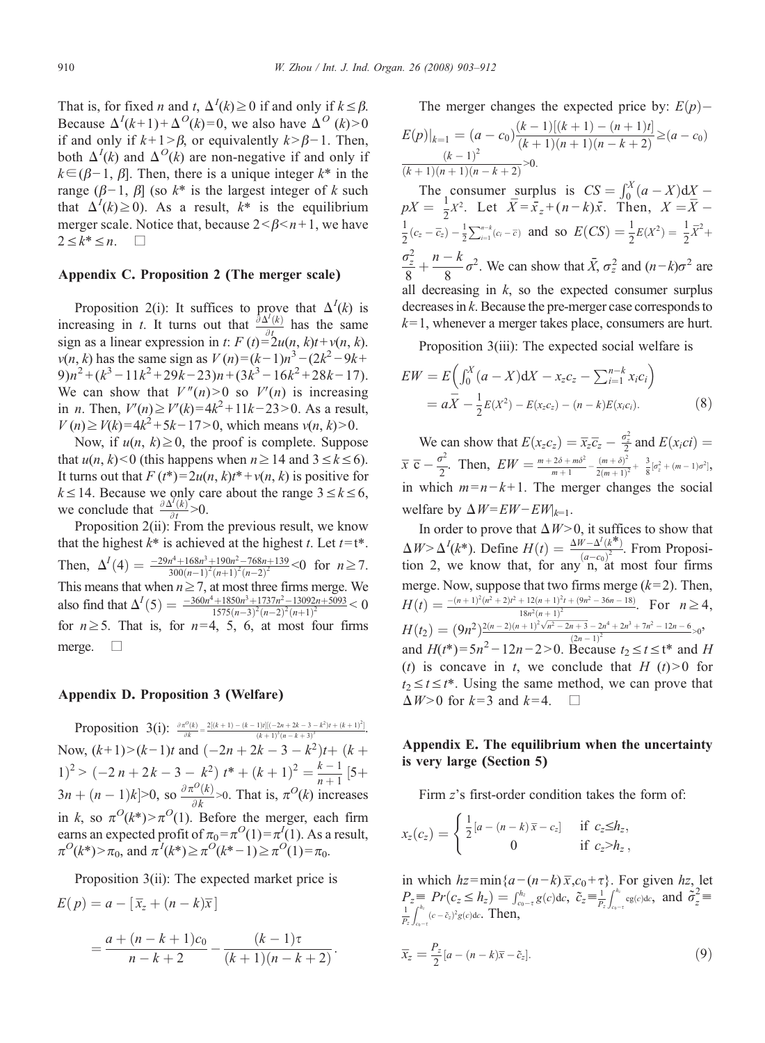That is, for fixed $n$ and $t$, $\Delta^I(k) \geq 0$ if and only if $k \leq \beta$. Because $\Delta^I(k+1)+\Delta^O(k)=0$, we also have $\Delta^O(k)>0$ if and only if $k+1>\beta$, or equivalently $k>\beta-1$. Then, both $\Delta^I(k)$ and $\Delta^O(k)$ are non-negative if and only if $k \in (\beta-1, \beta]$. Then, there is a unique integer $k^*$ in the range $(\beta-1, \beta]$ (so $k^*$ is the largest integer of $k$ such that $\Delta^I(k) \geq 0$). As a result, $k^*$ is the equilibrium merger scale. Notice that, because $2<\beta<n+1$, we have $2 \leq k^* \leq n$. □

## Appendix C. Proposition 2 (The merger scale)

Proposition 2(i): It suffices to prove that $\Delta^I(k)$ is increasing in $t$. It turns out that $\frac{\partial \Delta^I(k)}{\partial t}$ has the same sign as a linear expression in $t$: $F(t)=2u(n,k)t+v(n,k)$. $v(n,k)$ has the same sign as $V(n)=(k-1)n^3-(2k^2-9k+9)n^2+(k^3-11k^2+29k-23)n+(3k^3-16k^2+28k-17)$. We can show that $V''(n)>0$ so $V'(n)$ is increasing in $n$. Then, $V'(n) \geq V'(k)=4k^2+11k-23>0$. As a result, $V(n) \geq V(k)=4k^2+5k-17>0$, which means $v(n,k)>0$.

Now, if $u(n,k) \geq 0$, the proof is complete. Suppose that $u(n,k)<0$ (this happens when $n \geq 14$ and $3 \leq k \leq 6$). It turns out that $F(t^*)=2u(n,k)t^*+v(n,k)$ is positive for $k \leq 14$. Because we only care about the range $3 \leq k \leq 6$, we conclude that $\frac{\partial \Delta^I(k)}{\partial t}>0$.

Proposition 2(ii): From the previous result, we know that the highest $k^*$ is achieved at the highest $t$. Let $t=t^*$. Then, $\Delta^I(4)=\frac{-29n^4+168n^3+190n^2-768n+139}{300(n-1)^2(n+1)^2(n-2)^2}<0$ for $n \geq 7$. This means that when $n \geq 7$, at most three firms merge. We also find that $\Delta^I(5)=\frac{-360n^4+1850n^3+1737n^2-13092n+5093}{1575(n-3)^2(n-2)^2(n+1)^2}<0$ for $n \geq 5$. That is, for $n=4, 5, 6$, at most four firms merge. □

## Appendix D. Proposition 3 (Welfare)

Proposition 3(i): $\frac{\partial \pi^O(k)}{\partial k}=\frac{2[(k+1)-(k-1)t][(-2n+2k-3-k^2)t+(k+1)^2]}{(k+1)^3(n-k+3)^3}$. Now, $(k+1)>(k-1)t$ and $(-2n+2k-3-k^2)t+(k+1)^2>(-2n+2k-3-k^2)t^*+(k+1)^2=\frac{k-1}{n+1}[5+3n+(n-1)k]>0$, so $\frac{\partial \pi^O(k)}{\partial k}>0$. That is, $\pi^O(k)$ increases in $k$, so $\pi^O(k^*)>\pi^O(1)$. Before the merger, each firm earns an expected profit of $\pi_0=\pi^O(1)=\pi^I(1)$. As a result, $\pi^O(k^*)>\pi_0$, and $\pi^I(k^*) \geq \pi^O(k^*-1) \geq \pi^O(1)=\pi_0$.

Proposition 3(ii): The expected market price is

$$E(p)=a-[\bar{x}_z+(n-k)\bar{x}]$$

$$=\frac{a+(n-k+1)c_0}{n-k+2}-\frac{(k-1)\tau}{(k+1)(n-k+2)}.$$

The merger changes the expected price by: $E(p)-E(p)|_{k=1}=(a-c_0)\frac{(k-1)[(k+1)-(n+1)t]}{(k+1)(n+1)(n-k+2)} \geq (a-c_0)\frac{(k-1)^2}{(k+1)(n+1)(n-k+2)}>0$.

The consumer surplus is $CS=\int_0^X(a-X)\mathrm{d}X-pX=\frac{1}{2}X^2$. Let $\bar{X}=\bar{x}_z+(n-k)\bar{x}$. Then, $X=\bar{X}-\frac{1}{2}(c_z-\bar{c}_z)-\frac{1}{2}\sum_{i=1}^{n-k}(c_i-\bar{c})$ and so $E(CS)=\frac{1}{2}E(X^2)=\frac{1}{2}\bar{X}^2+\frac{\sigma_z^2}{8}+\frac{n-k}{8}\sigma^2$. We can show that $\bar{X}$, $\sigma_z^2$ and $(n-k)\sigma^2$ are all decreasing in $k$, so the expected consumer surplus decreases in $k$. Because the pre-merger case corresponds to $k=1$, whenever a merger takes place, consumers are hurt.

Proposition 3(iii): The expected social welfare is

$$\begin{aligned} EW &= E\left(\int_0^X(a-X)\mathrm{d}X-x_zc_z-\sum_{i=1}^{n-k}x_ic_i\right) \\ &= a\bar{X}-\frac{1}{2}E(X^2)-E(x_zc_z)-(n-k)E(x_ic_i). \end{aligned} \tag{8}$$

We can show that $E(x_zc_z)=\bar{x}_z\bar{c}_z-\frac{\sigma_z^2}{2}$ and $E(x_ici)=\bar{x}\,\bar{c}-\frac{\sigma^2}{2}$. Then, $EW=\frac{m+2\delta+m\delta^2}{m+1}-\frac{(m+\delta)^2}{2(m+1)^2}+\frac{3}{8}[\sigma_z^2+(m-1)\sigma^2]$, in which $m=n-k+1$. The merger changes the social welfare by $\Delta W=EW-EW|_{k=1}$.

In order to prove that $\Delta W>0$, it suffices to show that $\Delta W>\Delta^I(k^*)$. Define $H(t)=\frac{\Delta W-\Delta^I(k^*)}{(a-c_0)^2}$. From Proposition 2, we know that, for any n, at most four firms merge. Now, suppose that two firms merge ($k=2$). Then, $H(t)=\frac{-(n+1)^2(n^2+2)t^2+12(n+1)^2t+(9n^2-36n-18)}{18n^2(n+1)^2}$. For $n \geq 4$, $H(t_2)=(9n^2)\frac{2(n-2)(n+1)^2\sqrt{n^2-2n+3}-2n^4+2n^3+7n^2-12n-6}{(2n-1)^2}>0$, and $H(t^*)=5n^2-12n-2>0$. Because $t_2 \leq t \leq t^*$ and $H(t)$ is concave in $t$, we conclude that $H(t)>0$ for $t_2 \leq t \leq t^*$. Using the same method, we can prove that $\Delta W>0$ for $k=3$ and $k=4$. □

## Appendix E. The equilibrium when the uncertainty is very large (Section 5)

Firm $z$'s first-order condition takes the form of:

$$x_z(c_z)=\begin{cases}\frac{1}{2}[a-(n-k)\bar{x}-c_z] & \text{if } c_z \leq h_z,\\ 0 & \text{if } c_z>h_z,\end{cases}$$

in which $hz=\min\{a-(n-k)\bar{x}, c_0+\tau\}$. For given $hz$, let $P_z \equiv Pr(c_z \leq h_z)=\int_{c_0-\tau}^{h_z}g(c)\mathrm{d}c$, $\tilde{c}_z \equiv \frac{1}{P_z}\int_{c_0-\tau}^{h_z}cg(c)\mathrm{d}c$, and $\tilde{\sigma}_z^2 \equiv \frac{1}{P_z}\int_{c_0-\tau}^{h_z}(c-\tilde{c}_z)^2g(c)\mathrm{d}c$. Then,

$$\bar{x}_z=\frac{P_z}{2}[a-(n-k)\bar{x}-\tilde{c}_z]. \tag{9}$$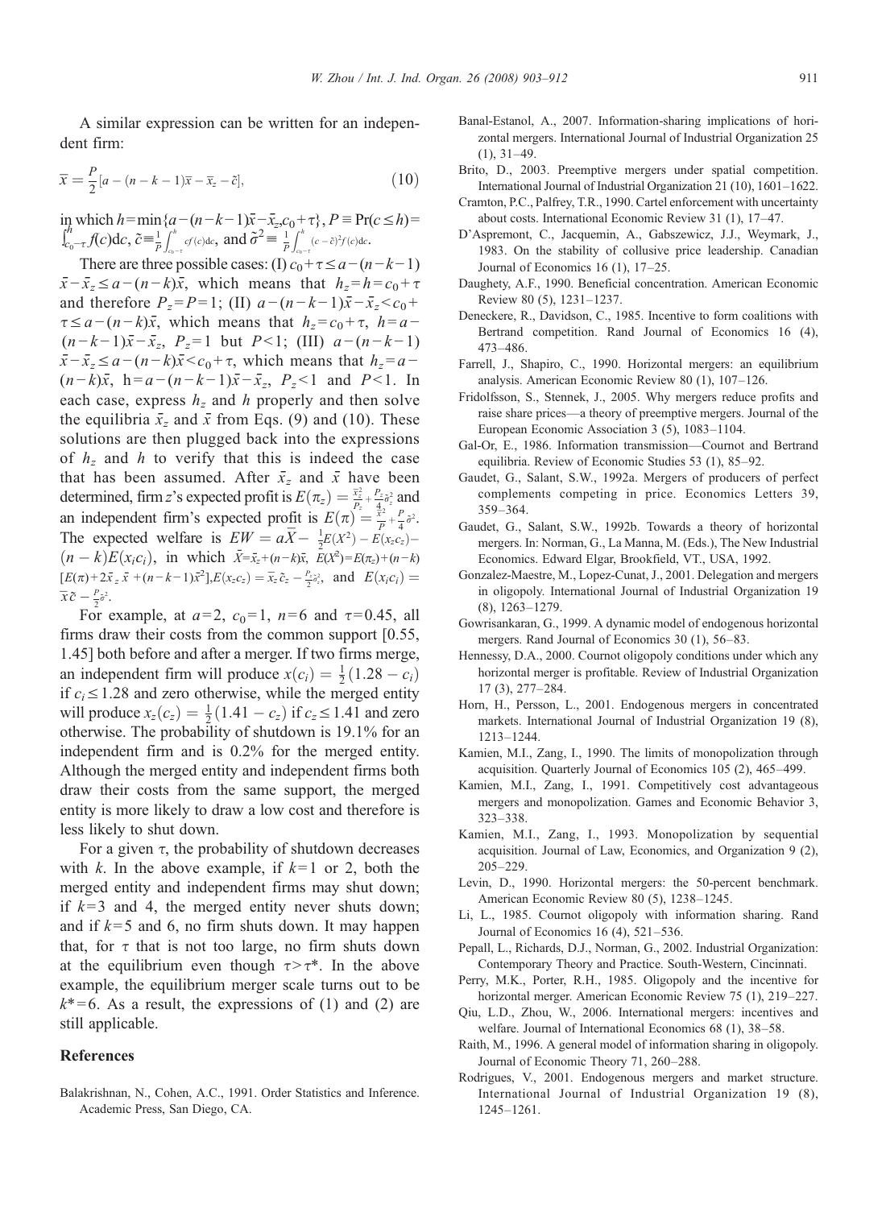A similar expression can be written for an independent firm:

$$\bar{x} = \frac{P}{2}[a - (n-k-1)\bar{x} - \bar{x}_z - \tilde{c}], \tag{10}$$

in which $h = \min\{a-(n-k-1)\bar{x}-\bar{x}_z, c_0+\tau\}$, $P \equiv \Pr(c \le h) = \int_{c_0-\tau}^{h} f(c)\mathrm{d}c$, $\tilde{c} \equiv \frac{1}{P}\int_{c_0-\tau}^{h} cf(c)\mathrm{d}c$, and $\tilde{\sigma}^2 \equiv \frac{1}{P}\int_{c_0-\tau}^{h}(c-\tilde{c})^2 f(c)\mathrm{d}c$.

There are three possible cases: (I) $c_0+\tau \le a-(n-k-1)\bar{x}-\bar{x}_z \le a-(n-k)\bar{x}$, which means that $h_z = h = c_0+\tau$ and therefore $P_z = P = 1$; (II) $a-(n-k-1)\bar{x}-\bar{x}_z < c_0+\tau \le a-(n-k)\bar{x}$, which means that $h_z = c_0+\tau$, $h = a-(n-k-1)\bar{x}-\bar{x}_z$, $P_z = 1$ but $P < 1$; (III) $a-(n-k-1)\bar{x}-\bar{x}_z \le a-(n-k)\bar{x} < c_0+\tau$, which means that $h_z = a-(n-k)\bar{x}$, $h = a-(n-k-1)\bar{x}-\bar{x}_z$, $P_z < 1$ and $P < 1$. In each case, express $h_z$ and $h$ properly and then solve the equilibria $\bar{x}_z$ and $\bar{x}$ from Eqs. (9) and (10). These solutions are then plugged back into the expressions of $h_z$ and $h$ to verify that this is indeed the case that has been assumed. After $\bar{x}_z$ and $\bar{x}$ have been determined, firm $z$'s expected profit is $E(\pi_z) = \frac{\bar{x}_z^2}{P_z} + \frac{P_z}{4}\tilde{\sigma}_z^2$ and an independent firm's expected profit is $E(\pi) = \frac{\bar{x}^2}{P} + \frac{P}{4}\tilde{\sigma}^2$. The expected welfare is $EW = a\bar{X} - \frac{1}{2}E(X^2) - E(x_z c_z) - (n-k)E(x_i c_i)$, in which $\bar{X} = \bar{x}_z + (n-k)\bar{x}$, $E(X^2) = E(\pi_z) + (n-k)[E(\pi) + 2\bar{x}_z\bar{x} + (n-k-1)\bar{x}^2]$, $E(x_z c_z) = \bar{x}_z\tilde{c}_z - \frac{P_z}{2}\tilde{\sigma}_z^2$, and $E(x_i c_i) = \bar{x}\tilde{c} - \frac{P}{2}\tilde{\sigma}^2$.

For example, at $a=2$, $c_0=1$, $n=6$ and $\tau=0.45$, all firms draw their costs from the common support [0.55, 1.45] both before and after a merger. If two firms merge, an independent firm will produce $x(c_i) = \frac{1}{2}(1.28 - c_i)$ if $c_i \le 1.28$ and zero otherwise, while the merged entity will produce $x_z(c_z) = \frac{1}{2}(1.41 - c_z)$ if $c_z \le 1.41$ and zero otherwise. The probability of shutdown is 19.1% for an independent firm and is 0.2% for the merged entity. Although the merged entity and independent firms both draw their costs from the same support, the merged entity is more likely to draw a low cost and therefore is less likely to shut down.

For a given $\tau$, the probability of shutdown decreases with $k$. In the above example, if $k=1$ or 2, both the merged entity and independent firms may shut down; if $k=3$ and 4, the merged entity never shuts down; and if $k=5$ and 6, no firm shuts down. It may happen that, for $\tau$ that is not too large, no firm shuts down at the equilibrium even though $\tau > \tau^*$. In the above example, the equilibrium merger scale turns out to be $k^*=6$. As a result, the expressions of (1) and (2) are still applicable.

## References

Balakrishnan, N., Cohen, A.C., 1991. Order Statistics and Inference. Academic Press, San Diego, CA.

Banal-Estanol, A., 2007. Information-sharing implications of horizontal mergers. International Journal of Industrial Organization 25 (1), 31–49.

Brito, D., 2003. Preemptive mergers under spatial competition. International Journal of Industrial Organization 21 (10), 1601–1622.

Cramton, P.C., Palfrey, T.R., 1990. Cartel enforcement with uncertainty about costs. International Economic Review 31 (1), 17–47.

D'Aspremont, C., Jacquemin, A., Gabszewicz, J.J., Weymark, J., 1983. On the stability of collusive price leadership. Canadian Journal of Economics 16 (1), 17–25.

Daughety, A.F., 1990. Beneficial concentration. American Economic Review 80 (5), 1231–1237.

Deneckere, R., Davidson, C., 1985. Incentive to form coalitions with Bertrand competition. Rand Journal of Economics 16 (4), 473–486.

Farrell, J., Shapiro, C., 1990. Horizontal mergers: an equilibrium analysis. American Economic Review 80 (1), 107–126.

Fridolfsson, S., Stennek, J., 2005. Why mergers reduce profits and raise share prices—a theory of preemptive mergers. Journal of the European Economic Association 3 (5), 1083–1104.

Gal-Or, E., 1986. Information transmission—Cournot and Bertrand equilibria. Review of Economic Studies 53 (1), 85–92.

Gaudet, G., Salant, S.W., 1992a. Mergers of producers of perfect complements competing in price. Economics Letters 39, 359–364.

Gaudet, G., Salant, S.W., 1992b. Towards a theory of horizontal mergers. In: Norman, G., La Manna, M. (Eds.), The New Industrial Economics. Edward Elgar, Brookfield, VT., USA, 1992.

Gonzalez-Maestre, M., Lopez-Cunat, J., 2001. Delegation and mergers in oligopoly. International Journal of Industrial Organization 19 (8), 1263–1279.

Gowrisankaran, G., 1999. A dynamic model of endogenous horizontal mergers. Rand Journal of Economics 30 (1), 56–83.

Hennessy, D.A., 2000. Cournot oligopoly conditions under which any horizontal merger is profitable. Review of Industrial Organization 17 (3), 277–284.

Horn, H., Persson, L., 2001. Endogenous mergers in concentrated markets. International Journal of Industrial Organization 19 (8), 1213–1244.

Kamien, M.I., Zang, I., 1990. The limits of monopolization through acquisition. Quarterly Journal of Economics 105 (2), 465–499.

Kamien, M.I., Zang, I., 1991. Competitively cost advantageous mergers and monopolization. Games and Economic Behavior 3, 323–338.

Kamien, M.I., Zang, I., 1993. Monopolization by sequential acquisition. Journal of Law, Economics, and Organization 9 (2), 205–229.

Levin, D., 1990. Horizontal mergers: the 50-percent benchmark. American Economic Review 80 (5), 1238–1245.

Li, L., 1985. Cournot oligopoly with information sharing. Rand Journal of Economics 16 (4), 521–536.

Pepall, L., Richards, D.J., Norman, G., 2002. Industrial Organization: Contemporary Theory and Practice. South-Western, Cincinnati.

Perry, M.K., Porter, R.H., 1985. Oligopoly and the incentive for horizontal merger. American Economic Review 75 (1), 219–227.

Qiu, L.D., Zhou, W., 2006. International mergers: incentives and welfare. Journal of International Economics 68 (1), 38–58.

Raith, M., 1996. A general model of information sharing in oligopoly. Journal of Economic Theory 71, 260–288.

Rodrigues, V., 2001. Endogenous mergers and market structure. International Journal of Industrial Organization 19 (8), 1245–1261.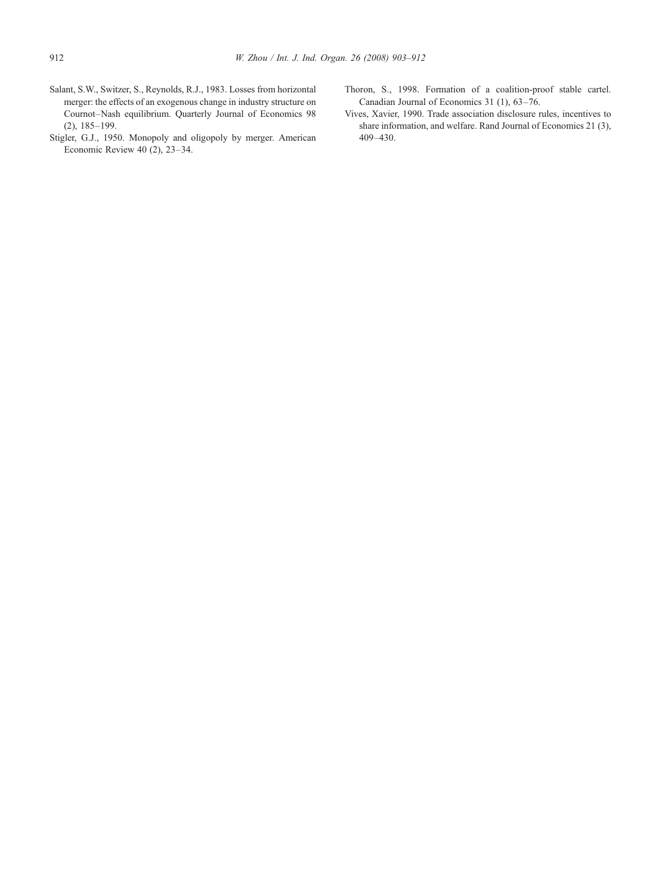Salant, S.W., Switzer, S., Reynolds, R.J., 1983. Losses from horizontal merger: the effects of an exogenous change in industry structure on Cournot–Nash equilibrium. Quarterly Journal of Economics 98 (2), 185–199.

Stigler, G.J., 1950. Monopoly and oligopoly by merger. American Economic Review 40 (2), 23–34.

Thoron, S., 1998. Formation of a coalition-proof stable cartel. Canadian Journal of Economics 31 (1), 63–76.

Vives, Xavier, 1990. Trade association disclosure rules, incentives to share information, and welfare. Rand Journal of Economics 21 (3), 409–430.